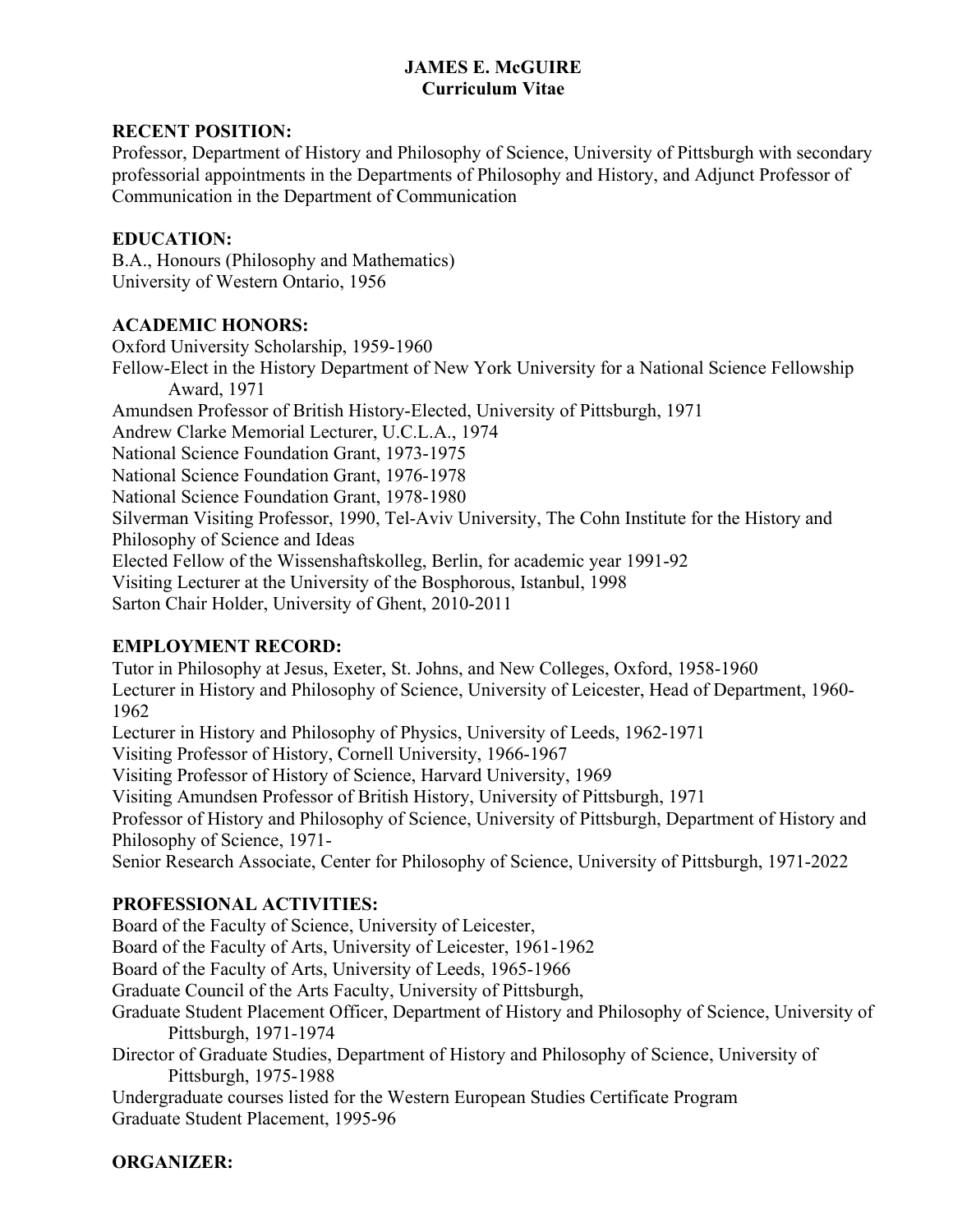# JAMES E. McGUIRE
## Curriculum Vitae

**RECENT POSITION:**

Professor, Department of History and Philosophy of Science, University of Pittsburgh with secondary professorial appointments in the Departments of Philosophy and History, and Adjunct Professor of Communication in the Department of Communication

**EDUCATION:**

B.A., Honours (Philosophy and Mathematics)
University of Western Ontario, 1956

**ACADEMIC HONORS:**

Oxford University Scholarship, 1959-1960
Fellow-Elect in the History Department of New York University for a National Science Fellowship Award, 1971
Amundsen Professor of British History-Elected, University of Pittsburgh, 1971
Andrew Clarke Memorial Lecturer, U.C.L.A., 1974
National Science Foundation Grant, 1973-1975
National Science Foundation Grant, 1976-1978
National Science Foundation Grant, 1978-1980
Silverman Visiting Professor, 1990, Tel-Aviv University, The Cohn Institute for the History and Philosophy of Science and Ideas
Elected Fellow of the Wissenshaftskolleg, Berlin, for academic year 1991-92
Visiting Lecturer at the University of the Bosphorous, Istanbul, 1998
Sarton Chair Holder, University of Ghent, 2010-2011

**EMPLOYMENT RECORD:**

Tutor in Philosophy at Jesus, Exeter, St. Johns, and New Colleges, Oxford, 1958-1960
Lecturer in History and Philosophy of Science, University of Leicester, Head of Department, 1960-1962
Lecturer in History and Philosophy of Physics, University of Leeds, 1962-1971
Visiting Professor of History, Cornell University, 1966-1967
Visiting Professor of History of Science, Harvard University, 1969
Visiting Amundsen Professor of British History, University of Pittsburgh, 1971
Professor of History and Philosophy of Science, University of Pittsburgh, Department of History and Philosophy of Science, 1971-
Senior Research Associate, Center for Philosophy of Science, University of Pittsburgh, 1971-2022

**PROFESSIONAL ACTIVITIES:**

Board of the Faculty of Science, University of Leicester,
Board of the Faculty of Arts, University of Leicester, 1961-1962
Board of the Faculty of Arts, University of Leeds, 1965-1966
Graduate Council of the Arts Faculty, University of Pittsburgh,
Graduate Student Placement Officer, Department of History and Philosophy of Science, University of Pittsburgh, 1971-1974
Director of Graduate Studies, Department of History and Philosophy of Science, University of Pittsburgh, 1975-1988
Undergraduate courses listed for the Western European Studies Certificate Program
Graduate Student Placement, 1995-96

**ORGANIZER:**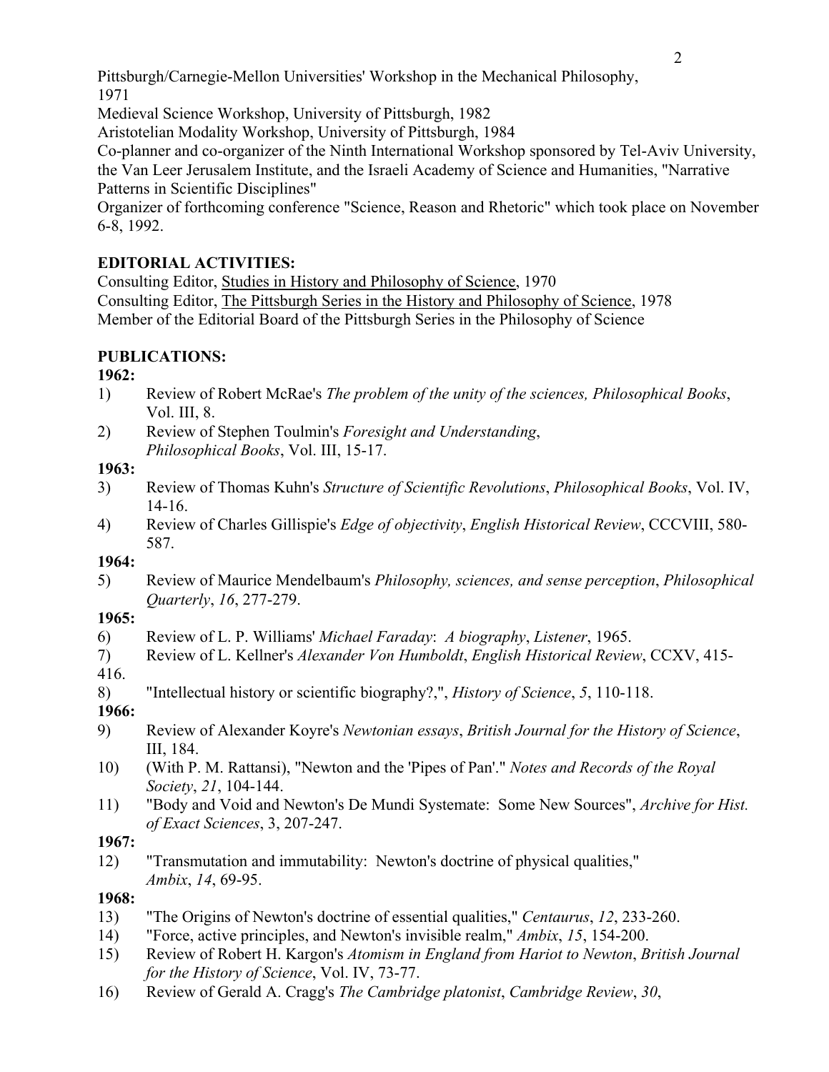Pittsburgh/Carnegie-Mellon Universities' Workshop in the Mechanical Philosophy, 1971

Medieval Science Workshop, University of Pittsburgh, 1982

Aristotelian Modality Workshop, University of Pittsburgh, 1984

Co-planner and co-organizer of the Ninth International Workshop sponsored by Tel-Aviv University, the Van Leer Jerusalem Institute, and the Israeli Academy of Science and Humanities, "Narrative Patterns in Scientific Disciplines"

Organizer of forthcoming conference "Science, Reason and Rhetoric" which took place on November 6-8, 1992.

**EDITORIAL ACTIVITIES:**

Consulting Editor, Studies in History and Philosophy of Science, 1970

Consulting Editor, The Pittsburgh Series in the History and Philosophy of Science, 1978

Member of the Editorial Board of the Pittsburgh Series in the Philosophy of Science

**PUBLICATIONS:**

**1962:**

1) Review of Robert McRae's *The problem of the unity of the sciences, Philosophical Books*, Vol. III, 8.
2) Review of Stephen Toulmin's *Foresight and Understanding*, *Philosophical Books*, Vol. III, 15-17.

**1963:**

3) Review of Thomas Kuhn's *Structure of Scientific Revolutions*, *Philosophical Books*, Vol. IV, 14-16.
4) Review of Charles Gillispie's *Edge of objectivity*, *English Historical Review*, CCCVIII, 580-587.

**1964:**

5) Review of Maurice Mendelbaum's *Philosophy, sciences, and sense perception*, *Philosophical Quarterly*, *16*, 277-279.

**1965:**

6) Review of L. P. Williams' *Michael Faraday*: *A biography*, *Listener*, 1965.
7) Review of L. Kellner's *Alexander Von Humboldt*, *English Historical Review*, CCXV, 415-416.
8) "Intellectual history or scientific biography?,", *History of Science*, *5*, 110-118.

**1966:**

9) Review of Alexander Koyre's *Newtonian essays*, *British Journal for the History of Science*, III, 184.
10) (With P. M. Rattansi), "Newton and the 'Pipes of Pan'." *Notes and Records of the Royal Society*, *21*, 104-144.
11) "Body and Void and Newton's De Mundi Systemate: Some New Sources", *Archive for Hist. of Exact Sciences*, 3, 207-247.

**1967:**

12) "Transmutation and immutability: Newton's doctrine of physical qualities," *Ambix*, *14*, 69-95.

**1968:**

13) "The Origins of Newton's doctrine of essential qualities," *Centaurus*, *12*, 233-260.
14) "Force, active principles, and Newton's invisible realm," *Ambix*, *15*, 154-200.
15) Review of Robert H. Kargon's *Atomism in England from Hariot to Newton*, *British Journal for the History of Science*, Vol. IV, 73-77.
16) Review of Gerald A. Cragg's *The Cambridge platonist*, *Cambridge Review*, *30*,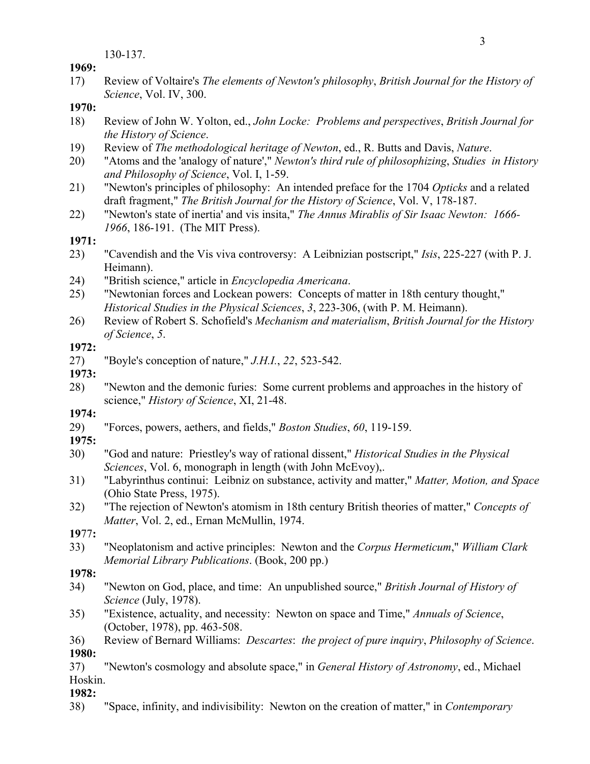130-137.

**1969:**

17) Review of Voltaire's *The elements of Newton's philosophy*, *British Journal for the History of Science*, Vol. IV, 300.

**1970:**

18) Review of John W. Yolton, ed., *John Locke: Problems and perspectives*, *British Journal for the History of Science*.

19) Review of *The methodological heritage of Newton*, ed., R. Butts and Davis, *Nature*.

20) "Atoms and the 'analogy of nature'," *Newton's third rule of philosophizing*, *Studies in History and Philosophy of Science*, Vol. I, 1-59.

21) "Newton's principles of philosophy: An intended preface for the 1704 *Opticks* and a related draft fragment," *The British Journal for the History of Science*, Vol. V, 178-187.

22) "Newton's state of inertia' and vis insita," *The Annus Mirablis of Sir Isaac Newton: 1666-1966*, 186-191. (The MIT Press).

**1971:**

23) "Cavendish and the Vis viva controversy: A Leibnizian postscript," *Isis*, 225-227 (with P. J. Heimann).

24) "British science," article in *Encyclopedia Americana*.

25) "Newtonian forces and Lockean powers: Concepts of matter in 18th century thought," *Historical Studies in the Physical Sciences*, *3*, 223-306, (with P. M. Heimann).

26) Review of Robert S. Schofield's *Mechanism and materialism*, *British Journal for the History of Science*, *5*.

**1972:**

27) "Boyle's conception of nature," *J.H.I.*, *22*, 523-542.

**1973:**

28) "Newton and the demonic furies: Some current problems and approaches in the history of science," *History of Science*, XI, 21-48.

**1974:**

29) "Forces, powers, aethers, and fields," *Boston Studies*, *60*, 119-159.

**1975:**

30) "God and nature: Priestley's way of rational dissent," *Historical Studies in the Physical Sciences*, Vol. 6, monograph in length (with John McEvoy),.

31) "Labyrinthus continui: Leibniz on substance, activity and matter," *Matter, Motion, and Space* (Ohio State Press, 1975).

32) "The rejection of Newton's atomism in 18th century British theories of matter," *Concepts of Matter*, Vol. 2, ed., Ernan McMullin, 1974.

**1977:**

33) "Neoplatonism and active principles: Newton and the *Corpus Hermeticum*," *William Clark Memorial Library Publications*. (Book, 200 pp.)

**1978:**

34) "Newton on God, place, and time: An unpublished source," *British Journal of History of Science* (July, 1978).

35) "Existence, actuality, and necessity: Newton on space and Time," *Annuals of Science*, (October, 1978), pp. 463-508.

36) Review of Bernard Williams: *Descartes*: *the project of pure inquiry*, *Philosophy of Science*.

**1980:**

37) "Newton's cosmology and absolute space," in *General History of Astronomy*, ed., Michael Hoskin.

**1982:**

38) "Space, infinity, and indivisibility: Newton on the creation of matter," in *Contemporary*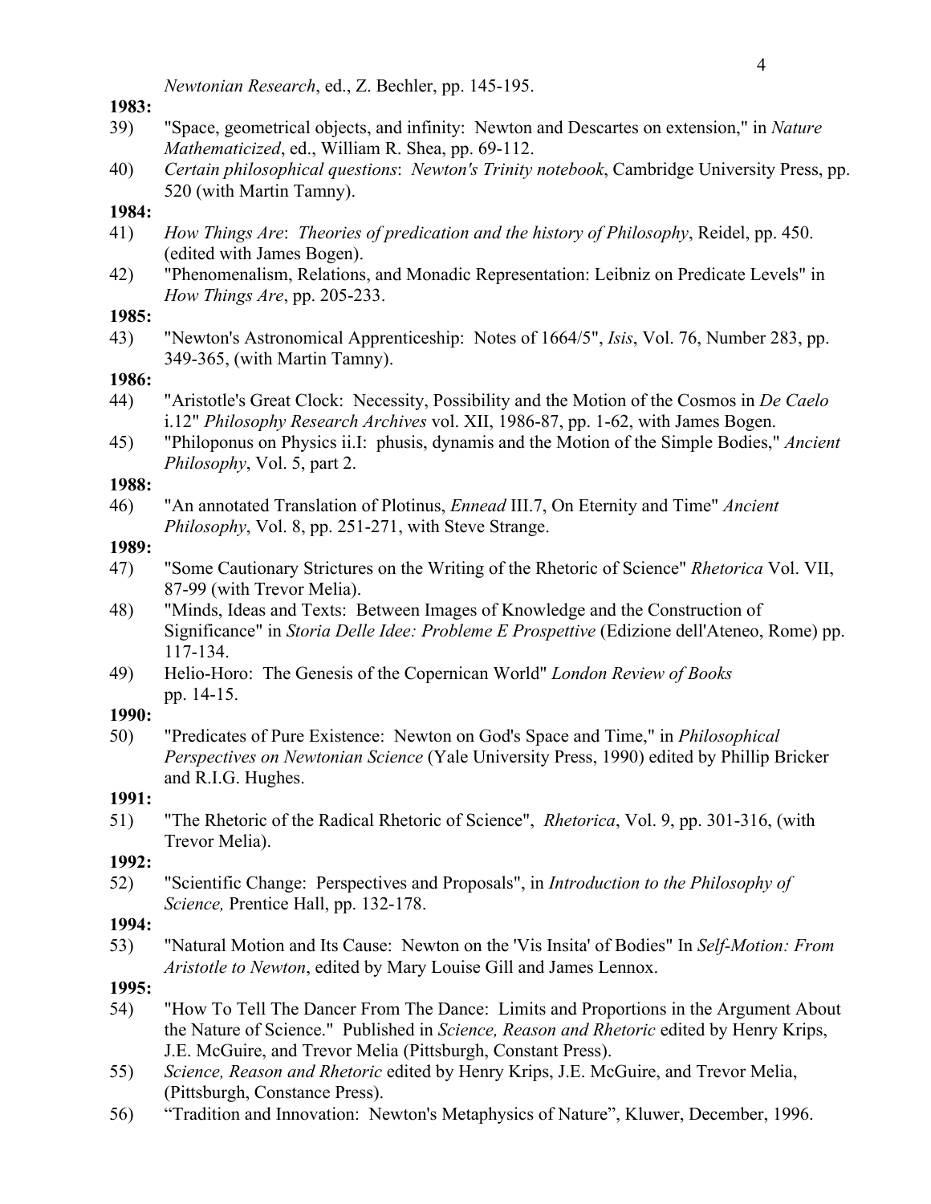*Newtonian Research*, ed., Z. Bechler, pp. 145-195.

**1983:**

39) "Space, geometrical objects, and infinity: Newton and Descartes on extension," in *Nature Mathematicized*, ed., William R. Shea, pp. 69-112.

40) *Certain philosophical questions*: *Newton's Trinity notebook*, Cambridge University Press, pp. 520 (with Martin Tamny).

**1984:**

41) *How Things Are*: *Theories of predication and the history of Philosophy*, Reidel, pp. 450. (edited with James Bogen).

42) "Phenomenalism, Relations, and Monadic Representation: Leibniz on Predicate Levels" in *How Things Are*, pp. 205-233.

**1985:**

43) "Newton's Astronomical Apprenticeship: Notes of 1664/5", *Isis*, Vol. 76, Number 283, pp. 349-365, (with Martin Tamny).

**1986:**

44) "Aristotle's Great Clock: Necessity, Possibility and the Motion of the Cosmos in *De Caelo* i.12" *Philosophy Research Archives* vol. XII, 1986-87, pp. 1-62, with James Bogen.

45) "Philoponus on Physics ii.I: phusis, dynamis and the Motion of the Simple Bodies," *Ancient Philosophy*, Vol. 5, part 2.

**1988:**

46) "An annotated Translation of Plotinus, *Ennead* III.7, On Eternity and Time" *Ancient Philosophy*, Vol. 8, pp. 251-271, with Steve Strange.

**1989:**

47) "Some Cautionary Strictures on the Writing of the Rhetoric of Science" *Rhetorica* Vol. VII, 87-99 (with Trevor Melia).

48) "Minds, Ideas and Texts: Between Images of Knowledge and the Construction of Significance" in *Storia Delle Idee: Probleme E Prospettive* (Edizione dell'Ateneo, Rome) pp. 117-134.

49) Helio-Horo: The Genesis of the Copernican World" *London Review of Books* pp. 14-15.

**1990:**

50) "Predicates of Pure Existence: Newton on God's Space and Time," in *Philosophical Perspectives on Newtonian Science* (Yale University Press, 1990) edited by Phillip Bricker and R.I.G. Hughes.

**1991:**

51) "The Rhetoric of the Radical Rhetoric of Science", *Rhetorica*, Vol. 9, pp. 301-316, (with Trevor Melia).

**1992:**

52) "Scientific Change: Perspectives and Proposals", in *Introduction to the Philosophy of Science,* Prentice Hall, pp. 132-178.

**1994:**

53) "Natural Motion and Its Cause: Newton on the 'Vis Insita' of Bodies" In *Self-Motion: From Aristotle to Newton*, edited by Mary Louise Gill and James Lennox.

**1995:**

54) "How To Tell The Dancer From The Dance: Limits and Proportions in the Argument About the Nature of Science." Published in *Science, Reason and Rhetoric* edited by Henry Krips, J.E. McGuire, and Trevor Melia (Pittsburgh, Constant Press).

55) *Science, Reason and Rhetoric* edited by Henry Krips, J.E. McGuire, and Trevor Melia, (Pittsburgh, Constance Press).

56) "Tradition and Innovation: Newton's Metaphysics of Nature", Kluwer, December, 1996.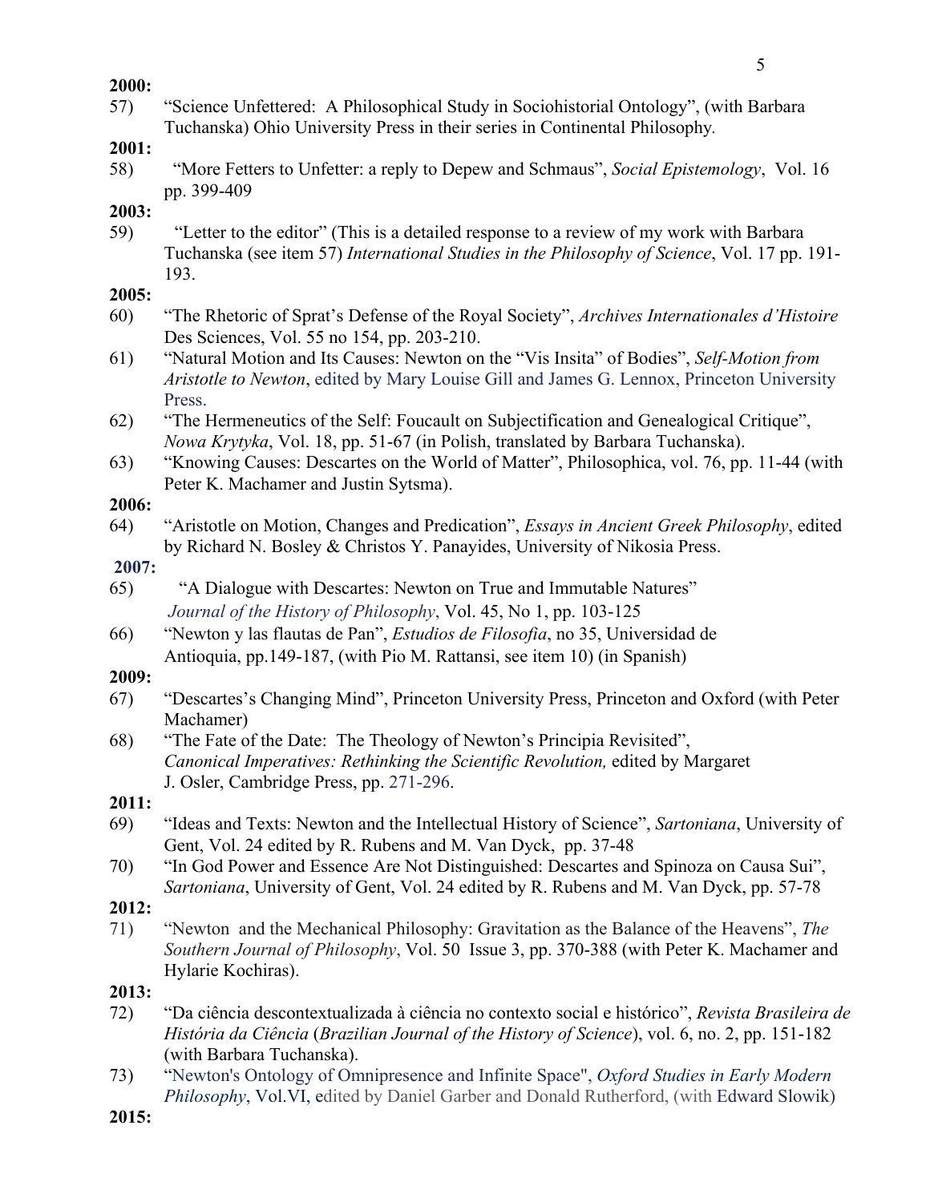**2000:**

57) "Science Unfettered: A Philosophical Study in Sociohistorial Ontology", (with Barbara Tuchanska) Ohio University Press in their series in Continental Philosophy.

**2001:**

58) "More Fetters to Unfetter: a reply to Depew and Schmaus", *Social Epistemology*, Vol. 16 pp. 399-409

**2003:**

59) "Letter to the editor" (This is a detailed response to a review of my work with Barbara Tuchanska (see item 57) *International Studies in the Philosophy of Science*, Vol. 17 pp. 191-193.

**2005:**

60) "The Rhetoric of Sprat's Defense of the Royal Society", *Archives Internationales d'Histoire* Des Sciences, Vol. 55 no 154, pp. 203-210.

61) "Natural Motion and Its Causes: Newton on the "Vis Insita" of Bodies", *Self-Motion from Aristotle to Newton*, edited by Mary Louise Gill and James G. Lennox, Princeton University Press.

62) "The Hermeneutics of the Self: Foucault on Subjectification and Genealogical Critique", *Nowa Krytyka*, Vol. 18, pp. 51-67 (in Polish, translated by Barbara Tuchanska).

63) "Knowing Causes: Descartes on the World of Matter", Philosophica, vol. 76, pp. 11-44 (with Peter K. Machamer and Justin Sytsma).

**2006:**

64) "Aristotle on Motion, Changes and Predication", *Essays in Ancient Greek Philosophy*, edited by Richard N. Bosley & Christos Y. Panayides, University of Nikosia Press.

**2007:**

65) "A Dialogue with Descartes: Newton on True and Immutable Natures" *Journal of the History of Philosophy*, Vol. 45, No 1, pp. 103-125

66) "Newton y las flautas de Pan", *Estudios de Filosofia*, no 35, Universidad de Antioquia, pp.149-187, (with Pio M. Rattansi, see item 10) (in Spanish)

**2009:**

67) "Descartes's Changing Mind", Princeton University Press, Princeton and Oxford (with Peter Machamer)

68) "The Fate of the Date: The Theology of Newton's Principia Revisited", *Canonical Imperatives: Rethinking the Scientific Revolution,* edited by Margaret J. Osler, Cambridge Press, pp. 271-296.

**2011:**

69) "Ideas and Texts: Newton and the Intellectual History of Science", *Sartoniana*, University of Gent, Vol. 24 edited by R. Rubens and M. Van Dyck, pp. 37-48

70) "In God Power and Essence Are Not Distinguished: Descartes and Spinoza on Causa Sui", *Sartoniana*, University of Gent, Vol. 24 edited by R. Rubens and M. Van Dyck, pp. 57-78

**2012:**

71) "Newton and the Mechanical Philosophy: Gravitation as the Balance of the Heavens", *The Southern Journal of Philosophy*, Vol. 50 Issue 3, pp. 370-388 (with Peter K. Machamer and Hylarie Kochiras).

**2013:**

72) "Da ciência descontextualizada à ciência no contexto social e histórico", *Revista Brasileira de História da Ciência* (*Brazilian Journal of the History of Science*), vol. 6, no. 2, pp. 151-182 (with Barbara Tuchanska).

73) "Newton's Ontology of Omnipresence and Infinite Space", *Oxford Studies in Early Modern Philosophy*, Vol.VI, edited by Daniel Garber and Donald Rutherford, (with Edward Slowik)

**2015:**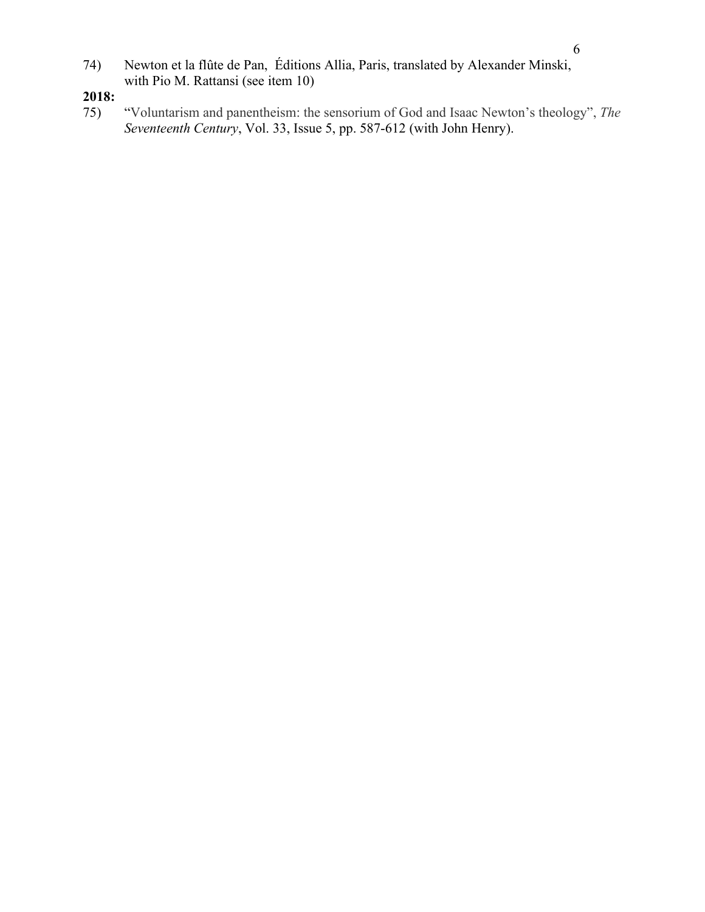74) Newton et la flûte de Pan, Éditions Allia, Paris, translated by Alexander Minski, with Pio M. Rattansi (see item 10)

**2018:**

75) "Voluntarism and panentheism: the sensorium of God and Isaac Newton's theology", *The Seventeenth Century*, Vol. 33, Issue 5, pp. 587-612 (with John Henry).